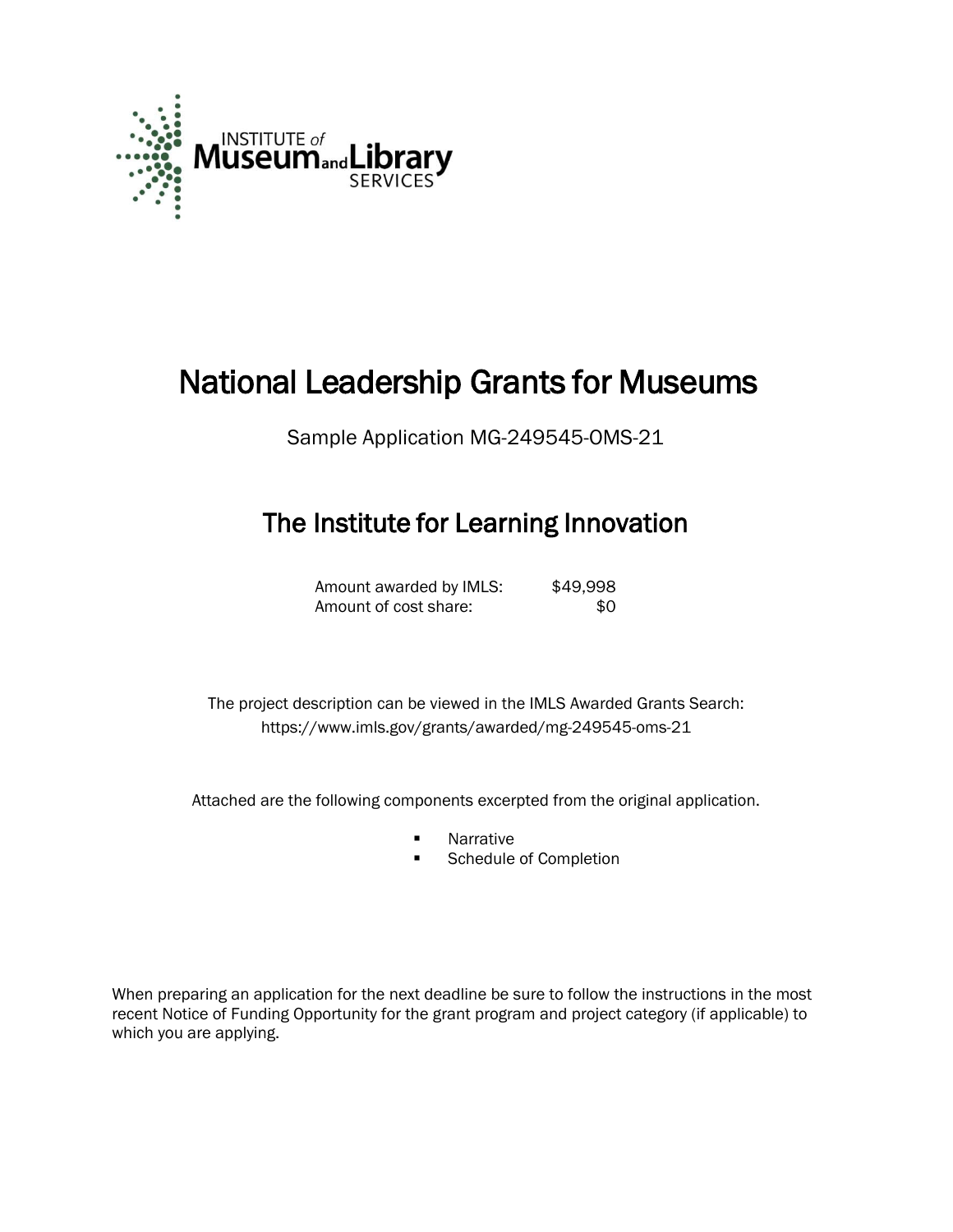INSTITUTE of Museum and Library SERVICES

# National Leadership Grants for Museums

Sample Application MG-249545-OMS-21

## The Institute for Learning Innovation

| | |
|---|---|
| Amount awarded by IMLS: | $49,998 |
| Amount of cost share: | $0 |

The project description can be viewed in the IMLS Awarded Grants Search: https://www.imls.gov/grants/awarded/mg-249545-oms-21

Attached are the following components excerpted from the original application.

- Narrative
- Schedule of Completion

When preparing an application for the next deadline be sure to follow the instructions in the most recent Notice of Funding Opportunity for the grant program and project category (if applicable) to which you are applying.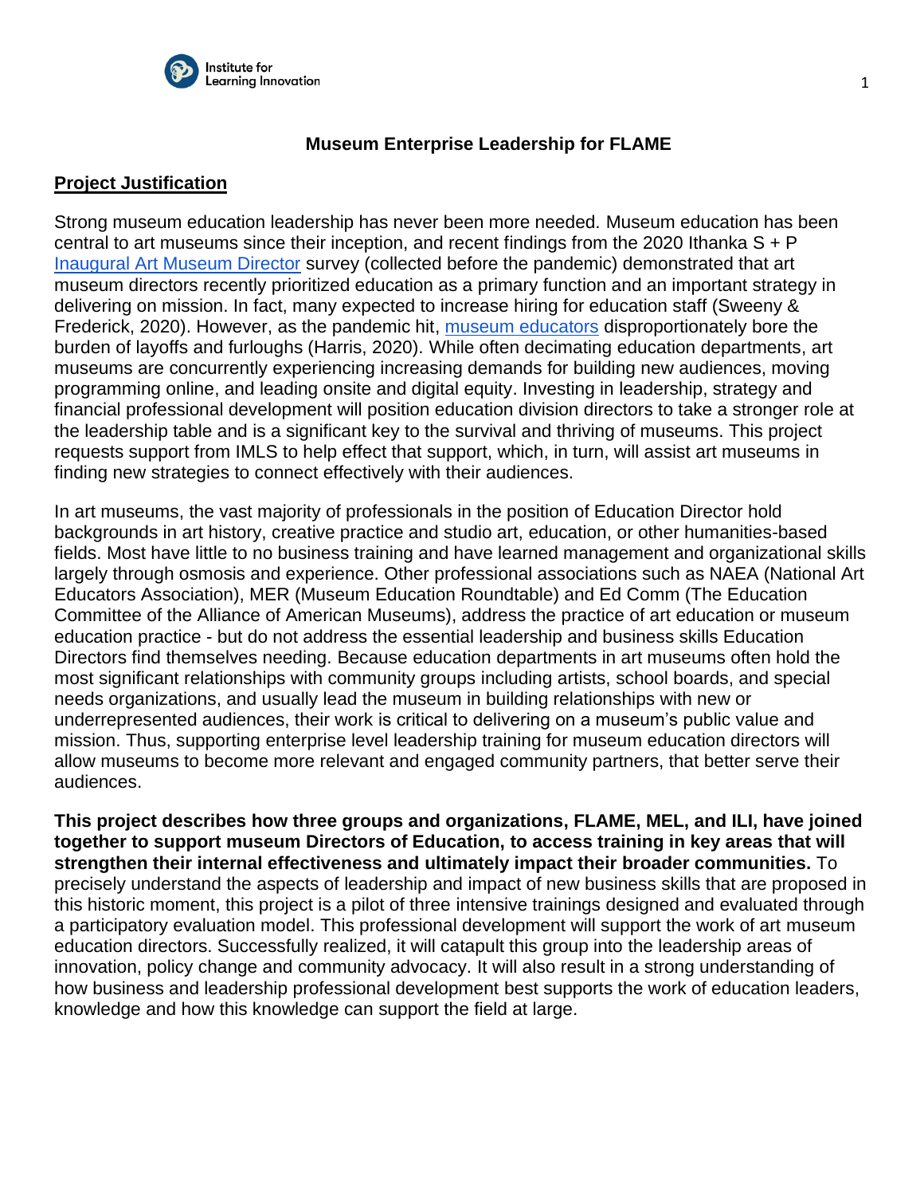# Museum Enterprise Leadership for FLAME

## Project Justification

Strong museum education leadership has never been more needed. Museum education has been central to art museums since their inception, and recent findings from the 2020 Ithanka S + P Inaugural Art Museum Director survey (collected before the pandemic) demonstrated that art museum directors recently prioritized education as a primary function and an important strategy in delivering on mission. In fact, many expected to increase hiring for education staff (Sweeny & Frederick, 2020). However, as the pandemic hit, museum educators disproportionately bore the burden of layoffs and furloughs (Harris, 2020). While often decimating education departments, art museums are concurrently experiencing increasing demands for building new audiences, moving programming online, and leading onsite and digital equity. Investing in leadership, strategy and financial professional development will position education division directors to take a stronger role at the leadership table and is a significant key to the survival and thriving of museums. This project requests support from IMLS to help effect that support, which, in turn, will assist art museums in finding new strategies to connect effectively with their audiences.

In art museums, the vast majority of professionals in the position of Education Director hold backgrounds in art history, creative practice and studio art, education, or other humanities-based fields. Most have little to no business training and have learned management and organizational skills largely through osmosis and experience. Other professional associations such as NAEA (National Art Educators Association), MER (Museum Education Roundtable) and Ed Comm (The Education Committee of the Alliance of American Museums), address the practice of art education or museum education practice - but do not address the essential leadership and business skills Education Directors find themselves needing. Because education departments in art museums often hold the most significant relationships with community groups including artists, school boards, and special needs organizations, and usually lead the museum in building relationships with new or underrepresented audiences, their work is critical to delivering on a museum's public value and mission. Thus, supporting enterprise level leadership training for museum education directors will allow museums to become more relevant and engaged community partners, that better serve their audiences.

**This project describes how three groups and organizations, FLAME, MEL, and ILI, have joined together to support museum Directors of Education, to access training in key areas that will strengthen their internal effectiveness and ultimately impact their broader communities.** To precisely understand the aspects of leadership and impact of new business skills that are proposed in this historic moment, this project is a pilot of three intensive trainings designed and evaluated through a participatory evaluation model. This professional development will support the work of art museum education directors. Successfully realized, it will catapult this group into the leadership areas of innovation, policy change and community advocacy. It will also result in a strong understanding of how business and leadership professional development best supports the work of education leaders, knowledge and how this knowledge can support the field at large.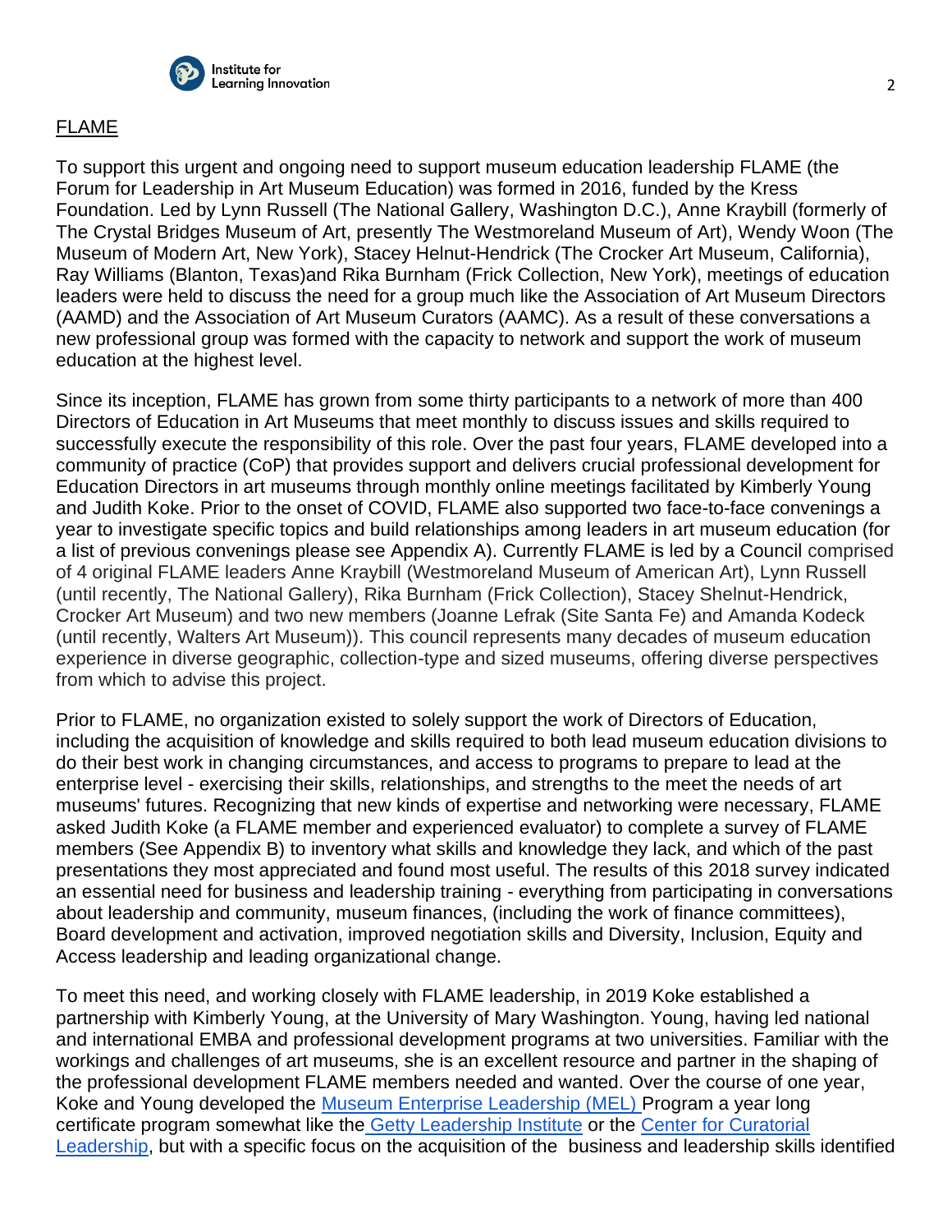## FLAME

To support this urgent and ongoing need to support museum education leadership FLAME (the Forum for Leadership in Art Museum Education) was formed in 2016, funded by the Kress Foundation. Led by Lynn Russell (The National Gallery, Washington D.C.), Anne Kraybill (formerly of The Crystal Bridges Museum of Art, presently The Westmoreland Museum of Art), Wendy Woon (The Museum of Modern Art, New York), Stacey Helnut-Hendrick (The Crocker Art Museum, California), Ray Williams (Blanton, Texas)and Rika Burnham (Frick Collection, New York), meetings of education leaders were held to discuss the need for a group much like the Association of Art Museum Directors (AAMD) and the Association of Art Museum Curators (AAMC). As a result of these conversations a new professional group was formed with the capacity to network and support the work of museum education at the highest level.

Since its inception, FLAME has grown from some thirty participants to a network of more than 400 Directors of Education in Art Museums that meet monthly to discuss issues and skills required to successfully execute the responsibility of this role. Over the past four years, FLAME developed into a community of practice (CoP) that provides support and delivers crucial professional development for Education Directors in art museums through monthly online meetings facilitated by Kimberly Young and Judith Koke. Prior to the onset of COVID, FLAME also supported two face-to-face convenings a year to investigate specific topics and build relationships among leaders in art museum education (for a list of previous convenings please see Appendix A). Currently FLAME is led by a Council comprised of 4 original FLAME leaders Anne Kraybill (Westmoreland Museum of American Art), Lynn Russell (until recently, The National Gallery), Rika Burnham (Frick Collection), Stacey Shelnut-Hendrick, Crocker Art Museum) and two new members (Joanne Lefrak (Site Santa Fe) and Amanda Kodeck (until recently, Walters Art Museum)). This council represents many decades of museum education experience in diverse geographic, collection-type and sized museums, offering diverse perspectives from which to advise this project.

Prior to FLAME, no organization existed to solely support the work of Directors of Education, including the acquisition of knowledge and skills required to both lead museum education divisions to do their best work in changing circumstances, and access to programs to prepare to lead at the enterprise level - exercising their skills, relationships, and strengths to the meet the needs of art museums' futures. Recognizing that new kinds of expertise and networking were necessary, FLAME asked Judith Koke (a FLAME member and experienced evaluator) to complete a survey of FLAME members (See Appendix B) to inventory what skills and knowledge they lack, and which of the past presentations they most appreciated and found most useful. The results of this 2018 survey indicated an essential need for business and leadership training - everything from participating in conversations about leadership and community, museum finances, (including the work of finance committees), Board development and activation, improved negotiation skills and Diversity, Inclusion, Equity and Access leadership and leading organizational change.

To meet this need, and working closely with FLAME leadership, in 2019 Koke established a partnership with Kimberly Young, at the University of Mary Washington. Young, having led national and international EMBA and professional development programs at two universities. Familiar with the workings and challenges of art museums, she is an excellent resource and partner in the shaping of the professional development FLAME members needed and wanted. Over the course of one year, Koke and Young developed the Museum Enterprise Leadership (MEL) Program a year long certificate program somewhat like the Getty Leadership Institute or the Center for Curatorial Leadership, but with a specific focus on the acquisition of the business and leadership skills identified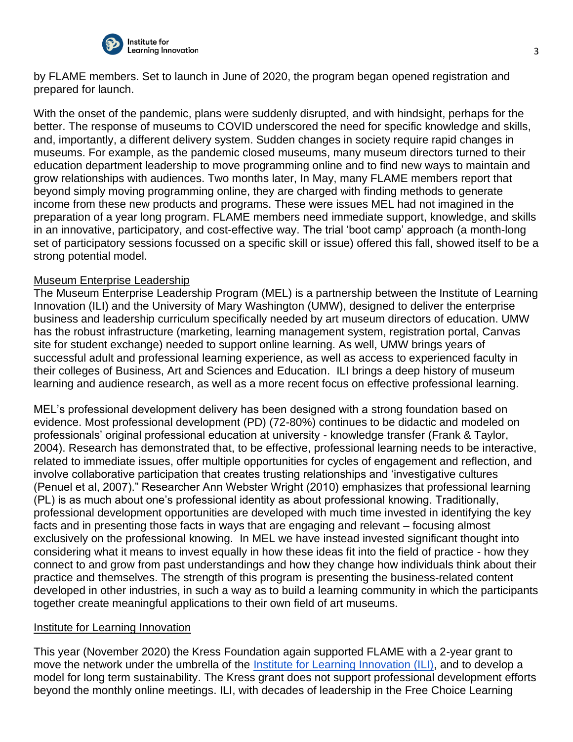by FLAME members. Set to launch in June of 2020, the program began opened registration and prepared for launch.

With the onset of the pandemic, plans were suddenly disrupted, and with hindsight, perhaps for the better. The response of museums to COVID underscored the need for specific knowledge and skills, and, importantly, a different delivery system. Sudden changes in society require rapid changes in museums. For example, as the pandemic closed museums, many museum directors turned to their education department leadership to move programming online and to find new ways to maintain and grow relationships with audiences. Two months later, In May, many FLAME members report that beyond simply moving programming online, they are charged with finding methods to generate income from these new products and programs. These were issues MEL had not imagined in the preparation of a year long program. FLAME members need immediate support, knowledge, and skills in an innovative, participatory, and cost-effective way. The trial 'boot camp' approach (a month-long set of participatory sessions focussed on a specific skill or issue) offered this fall, showed itself to be a strong potential model.

<u>Museum Enterprise Leadership</u>

The Museum Enterprise Leadership Program (MEL) is a partnership between the Institute of Learning Innovation (ILI) and the University of Mary Washington (UMW), designed to deliver the enterprise business and leadership curriculum specifically needed by art museum directors of education. UMW has the robust infrastructure (marketing, learning management system, registration portal, Canvas site for student exchange) needed to support online learning. As well, UMW brings years of successful adult and professional learning experience, as well as access to experienced faculty in their colleges of Business, Art and Sciences and Education. ILI brings a deep history of museum learning and audience research, as well as a more recent focus on effective professional learning.

MEL's professional development delivery has been designed with a strong foundation based on evidence. Most professional development (PD) (72-80%) continues to be didactic and modeled on professionals' original professional education at university - knowledge transfer (Frank & Taylor, 2004). Research has demonstrated that, to be effective, professional learning needs to be interactive, related to immediate issues, offer multiple opportunities for cycles of engagement and reflection, and involve collaborative participation that creates trusting relationships and 'investigative cultures (Penuel et al, 2007)." Researcher Ann Webster Wright (2010) emphasizes that professional learning (PL) is as much about one's professional identity as about professional knowing. Traditionally, professional development opportunities are developed with much time invested in identifying the key facts and in presenting those facts in ways that are engaging and relevant – focusing almost exclusively on the professional knowing. In MEL we have instead invested significant thought into considering what it means to invest equally in how these ideas fit into the field of practice - how they connect to and grow from past understandings and how they change how individuals think about their practice and themselves. The strength of this program is presenting the business-related content developed in other industries, in such a way as to build a learning community in which the participants together create meaningful applications to their own field of art museums.

<u>Institute for Learning Innovation</u>

This year (November 2020) the Kress Foundation again supported FLAME with a 2-year grant to move the network under the umbrella of the [Institute for Learning Innovation (ILI)](), and to develop a model for long term sustainability. The Kress grant does not support professional development efforts beyond the monthly online meetings. ILI, with decades of leadership in the Free Choice Learning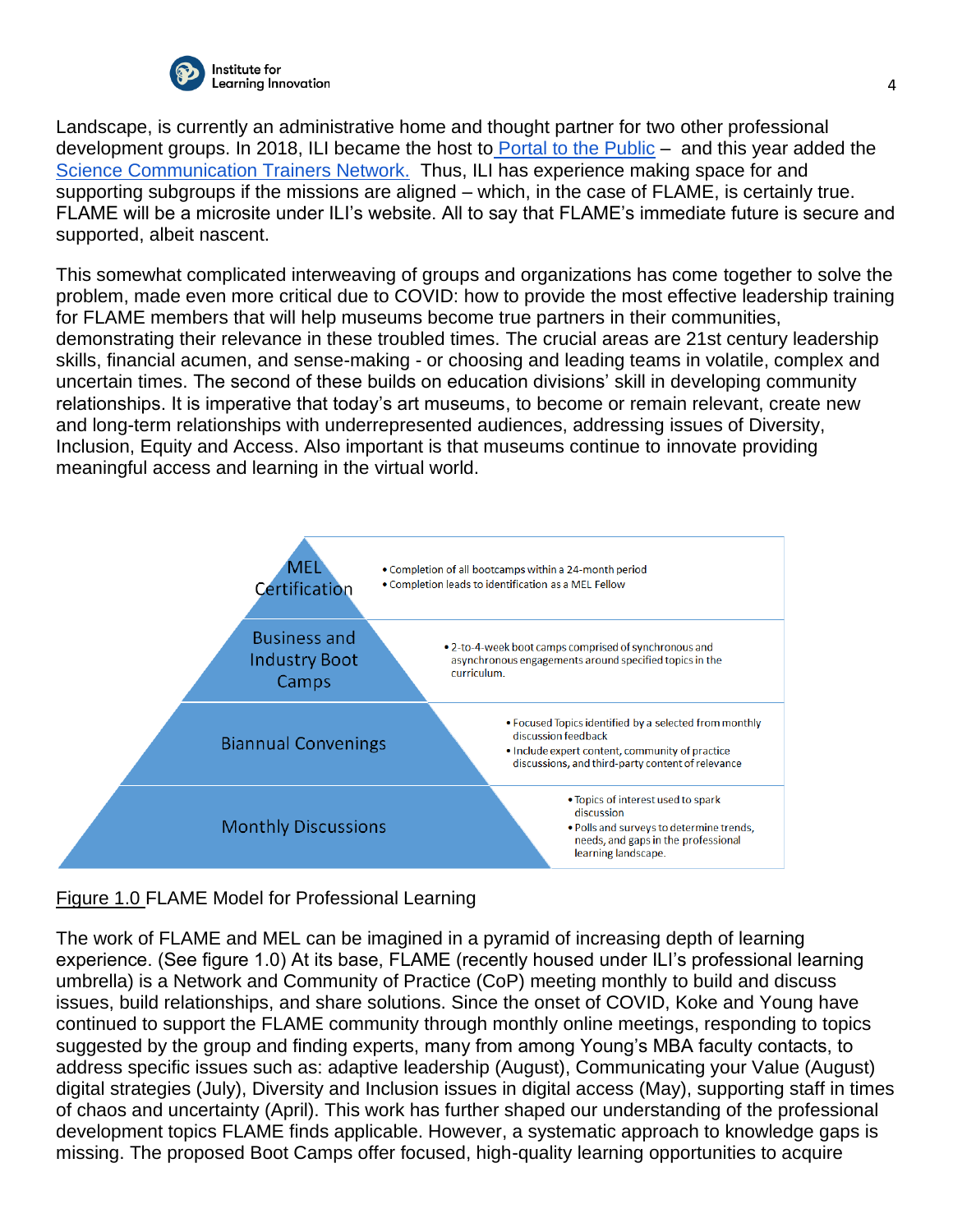Landscape, is currently an administrative home and thought partner for two other professional development groups. In 2018, ILI became the host to Portal to the Public – and this year added the Science Communication Trainers Network. Thus, ILI has experience making space for and supporting subgroups if the missions are aligned – which, in the case of FLAME, is certainly true. FLAME will be a microsite under ILI's website. All to say that FLAME's immediate future is secure and supported, albeit nascent.

This somewhat complicated interweaving of groups and organizations has come together to solve the problem, made even more critical due to COVID: how to provide the most effective leadership training for FLAME members that will help museums become true partners in their communities, demonstrating their relevance in these troubled times. The crucial areas are 21st century leadership skills, financial acumen, and sense-making - or choosing and leading teams in volatile, complex and uncertain times. The second of these builds on education divisions' skill in developing community relationships. It is imperative that today's art museums, to become or remain relevant, create new and long-term relationships with underrepresented audiences, addressing issues of Diversity, Inclusion, Equity and Access. Also important is that museums continue to innovate providing meaningful access and learning in the virtual world.

| Level | Description |
| --- | --- |
| MEL Certification | • Completion of all bootcamps within a 24-month period<br>• Completion leads to identification as a MEL Fellow |
| Business and Industry Boot Camps | • 2-to-4-week boot camps comprised of synchronous and asynchronous engagements around specified topics in the curriculum. |
| Biannual Convenings | • Focused Topics identified by a selected from monthly discussion feedback<br>• Include expert content, community of practice discussions, and third-party content of relevance |
| Monthly Discussions | • Topics of interest used to spark discussion<br>• Polls and surveys to determine trends, needs, and gaps in the professional learning landscape. |

Figure 1.0 FLAME Model for Professional Learning

The work of FLAME and MEL can be imagined in a pyramid of increasing depth of learning experience. (See figure 1.0) At its base, FLAME (recently housed under ILI's professional learning umbrella) is a Network and Community of Practice (CoP) meeting monthly to build and discuss issues, build relationships, and share solutions. Since the onset of COVID, Koke and Young have continued to support the FLAME community through monthly online meetings, responding to topics suggested by the group and finding experts, many from among Young's MBA faculty contacts, to address specific issues such as: adaptive leadership (August), Communicating your Value (August) digital strategies (July), Diversity and Inclusion issues in digital access (May), supporting staff in times of chaos and uncertainty (April). This work has further shaped our understanding of the professional development topics FLAME finds applicable. However, a systematic approach to knowledge gaps is missing. The proposed Boot Camps offer focused, high-quality learning opportunities to acquire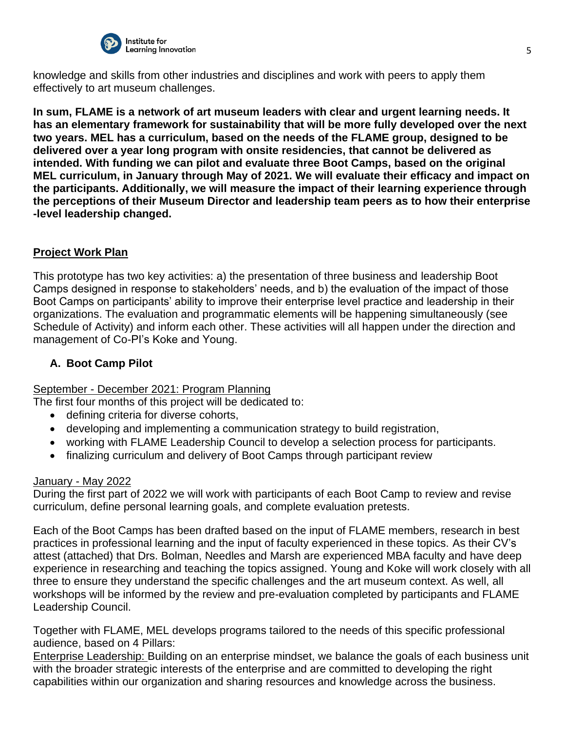knowledge and skills from other industries and disciplines and work with peers to apply them effectively to art museum challenges.

**In sum, FLAME is a network of art museum leaders with clear and urgent learning needs. It has an elementary framework for sustainability that will be more fully developed over the next two years. MEL has a curriculum, based on the needs of the FLAME group, designed to be delivered over a year long program with onsite residencies, that cannot be delivered as intended. With funding we can pilot and evaluate three Boot Camps, based on the original MEL curriculum, in January through May of 2021. We will evaluate their efficacy and impact on the participants. Additionally, we will measure the impact of their learning experience through the perceptions of their Museum Director and leadership team peers as to how their enterprise -level leadership changed.**

## Project Work Plan

This prototype has two key activities: a) the presentation of three business and leadership Boot Camps designed in response to stakeholders' needs, and b) the evaluation of the impact of those Boot Camps on participants' ability to improve their enterprise level practice and leadership in their organizations. The evaluation and programmatic elements will be happening simultaneously (see Schedule of Activity) and inform each other. These activities will all happen under the direction and management of Co-PI's Koke and Young.

### A. Boot Camp Pilot

<u>September - December 2021: Program Planning</u>

The first four months of this project will be dedicated to:

- defining criteria for diverse cohorts,
- developing and implementing a communication strategy to build registration,
- working with FLAME Leadership Council to develop a selection process for participants.
- finalizing curriculum and delivery of Boot Camps through participant review

<u>January - May 2022</u>

During the first part of 2022 we will work with participants of each Boot Camp to review and revise curriculum, define personal learning goals, and complete evaluation pretests.

Each of the Boot Camps has been drafted based on the input of FLAME members, research in best practices in professional learning and the input of faculty experienced in these topics. As their CV's attest (attached) that Drs. Bolman, Needles and Marsh are experienced MBA faculty and have deep experience in researching and teaching the topics assigned. Young and Koke will work closely with all three to ensure they understand the specific challenges and the art museum context. As well, all workshops will be informed by the review and pre-evaluation completed by participants and FLAME Leadership Council.

Together with FLAME, MEL develops programs tailored to the needs of this specific professional audience, based on 4 Pillars:

<u>Enterprise Leadership:</u> Building on an enterprise mindset, we balance the goals of each business unit with the broader strategic interests of the enterprise and are committed to developing the right capabilities within our organization and sharing resources and knowledge across the business.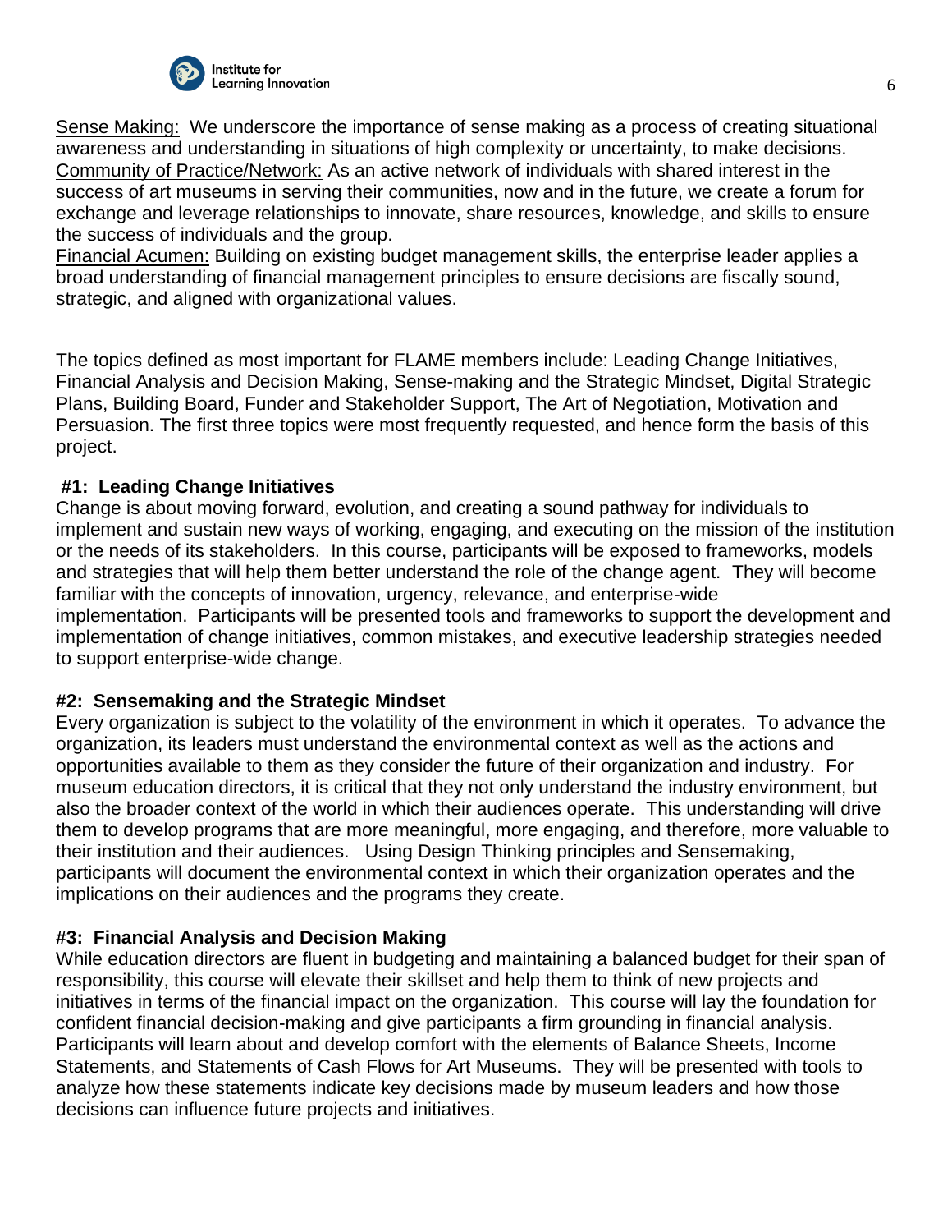Sense Making: We underscore the importance of sense making as a process of creating situational awareness and understanding in situations of high complexity or uncertainty, to make decisions.
Community of Practice/Network: As an active network of individuals with shared interest in the success of art museums in serving their communities, now and in the future, we create a forum for exchange and leverage relationships to innovate, share resources, knowledge, and skills to ensure the success of individuals and the group.
Financial Acumen: Building on existing budget management skills, the enterprise leader applies a broad understanding of financial management principles to ensure decisions are fiscally sound, strategic, and aligned with organizational values.

The topics defined as most important for FLAME members include: Leading Change Initiatives, Financial Analysis and Decision Making, Sense-making and the Strategic Mindset, Digital Strategic Plans, Building Board, Funder and Stakeholder Support, The Art of Negotiation, Motivation and Persuasion. The first three topics were most frequently requested, and hence form the basis of this project.

### #1: Leading Change Initiatives

Change is about moving forward, evolution, and creating a sound pathway for individuals to implement and sustain new ways of working, engaging, and executing on the mission of the institution or the needs of its stakeholders. In this course, participants will be exposed to frameworks, models and strategies that will help them better understand the role of the change agent. They will become familiar with the concepts of innovation, urgency, relevance, and enterprise-wide implementation. Participants will be presented tools and frameworks to support the development and implementation of change initiatives, common mistakes, and executive leadership strategies needed to support enterprise-wide change.

### #2: Sensemaking and the Strategic Mindset

Every organization is subject to the volatility of the environment in which it operates. To advance the organization, its leaders must understand the environmental context as well as the actions and opportunities available to them as they consider the future of their organization and industry. For museum education directors, it is critical that they not only understand the industry environment, but also the broader context of the world in which their audiences operate. This understanding will drive them to develop programs that are more meaningful, more engaging, and therefore, more valuable to their institution and their audiences. Using Design Thinking principles and Sensemaking, participants will document the environmental context in which their organization operates and the implications on their audiences and the programs they create.

### #3: Financial Analysis and Decision Making

While education directors are fluent in budgeting and maintaining a balanced budget for their span of responsibility, this course will elevate their skillset and help them to think of new projects and initiatives in terms of the financial impact on the organization. This course will lay the foundation for confident financial decision-making and give participants a firm grounding in financial analysis. Participants will learn about and develop comfort with the elements of Balance Sheets, Income Statements, and Statements of Cash Flows for Art Museums. They will be presented with tools to analyze how these statements indicate key decisions made by museum leaders and how those decisions can influence future projects and initiatives.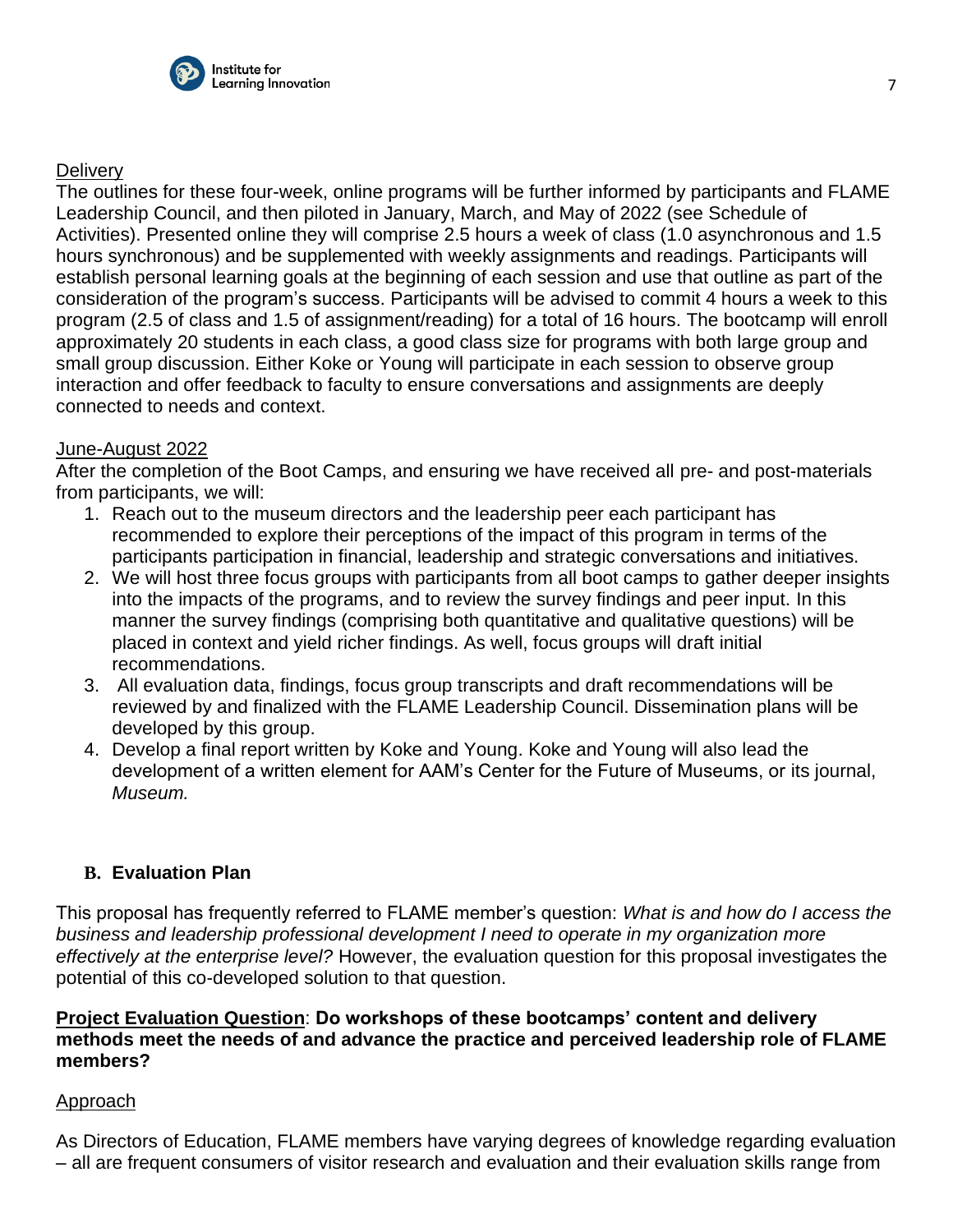Delivery

The outlines for these four-week, online programs will be further informed by participants and FLAME Leadership Council, and then piloted in January, March, and May of 2022 (see Schedule of Activities). Presented online they will comprise 2.5 hours a week of class (1.0 asynchronous and 1.5 hours synchronous) and be supplemented with weekly assignments and readings. Participants will establish personal learning goals at the beginning of each session and use that outline as part of the consideration of the program's success. Participants will be advised to commit 4 hours a week to this program (2.5 of class and 1.5 of assignment/reading) for a total of 16 hours. The bootcamp will enroll approximately 20 students in each class, a good class size for programs with both large group and small group discussion. Either Koke or Young will participate in each session to observe group interaction and offer feedback to faculty to ensure conversations and assignments are deeply connected to needs and context.

June-August 2022

After the completion of the Boot Camps, and ensuring we have received all pre- and post-materials from participants, we will:

1. Reach out to the museum directors and the leadership peer each participant has recommended to explore their perceptions of the impact of this program in terms of the participants participation in financial, leadership and strategic conversations and initiatives.
2. We will host three focus groups with participants from all boot camps to gather deeper insights into the impacts of the programs, and to review the survey findings and peer input. In this manner the survey findings (comprising both quantitative and qualitative questions) will be placed in context and yield richer findings. As well, focus groups will draft initial recommendations.
3. All evaluation data, findings, focus group transcripts and draft recommendations will be reviewed by and finalized with the FLAME Leadership Council. Dissemination plans will be developed by this group.
4. Develop a final report written by Koke and Young. Koke and Young will also lead the development of a written element for AAM's Center for the Future of Museums, or its journal, *Museum.*

## B. Evaluation Plan

This proposal has frequently referred to FLAME member's question: *What is and how do I access the business and leadership professional development I need to operate in my organization more effectively at the enterprise level?* However, the evaluation question for this proposal investigates the potential of this co-developed solution to that question.

**Project Evaluation Question**: **Do workshops of these bootcamps' content and delivery methods meet the needs of and advance the practice and perceived leadership role of FLAME members?**

Approach

As Directors of Education, FLAME members have varying degrees of knowledge regarding evaluation – all are frequent consumers of visitor research and evaluation and their evaluation skills range from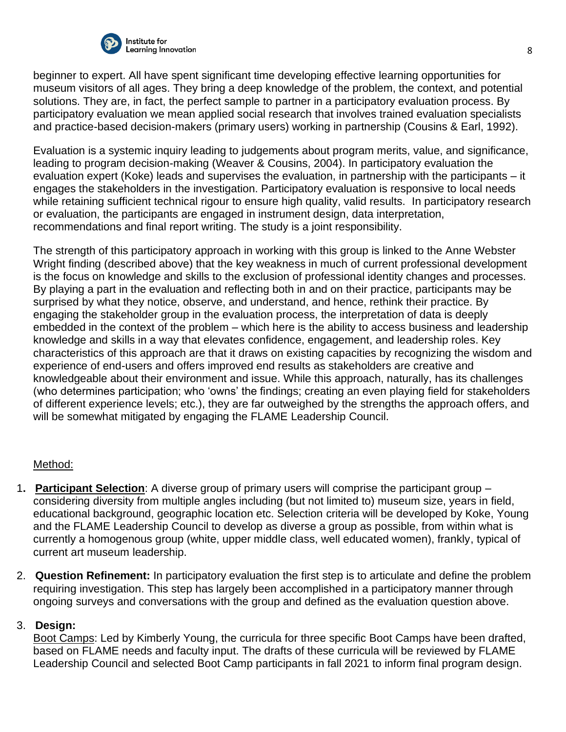beginner to expert. All have spent significant time developing effective learning opportunities for museum visitors of all ages. They bring a deep knowledge of the problem, the context, and potential solutions. They are, in fact, the perfect sample to partner in a participatory evaluation process. By participatory evaluation we mean applied social research that involves trained evaluation specialists and practice-based decision-makers (primary users) working in partnership (Cousins & Earl, 1992).

Evaluation is a systemic inquiry leading to judgements about program merits, value, and significance, leading to program decision-making (Weaver & Cousins, 2004). In participatory evaluation the evaluation expert (Koke) leads and supervises the evaluation, in partnership with the participants – it engages the stakeholders in the investigation. Participatory evaluation is responsive to local needs while retaining sufficient technical rigour to ensure high quality, valid results. In participatory research or evaluation, the participants are engaged in instrument design, data interpretation, recommendations and final report writing. The study is a joint responsibility.

The strength of this participatory approach in working with this group is linked to the Anne Webster Wright finding (described above) that the key weakness in much of current professional development is the focus on knowledge and skills to the exclusion of professional identity changes and processes. By playing a part in the evaluation and reflecting both in and on their practice, participants may be surprised by what they notice, observe, and understand, and hence, rethink their practice. By engaging the stakeholder group in the evaluation process, the interpretation of data is deeply embedded in the context of the problem – which here is the ability to access business and leadership knowledge and skills in a way that elevates confidence, engagement, and leadership roles. Key characteristics of this approach are that it draws on existing capacities by recognizing the wisdom and experience of end-users and offers improved end results as stakeholders are creative and knowledgeable about their environment and issue. While this approach, naturally, has its challenges (who determines participation; who 'owns' the findings; creating an even playing field for stakeholders of different experience levels; etc.), they are far outweighed by the strengths the approach offers, and will be somewhat mitigated by engaging the FLAME Leadership Council.

Method:

1. **Participant Selection**: A diverse group of primary users will comprise the participant group – considering diversity from multiple angles including (but not limited to) museum size, years in field, educational background, geographic location etc. Selection criteria will be developed by Koke, Young and the FLAME Leadership Council to develop as diverse a group as possible, from within what is currently a homogenous group (white, upper middle class, well educated women), frankly, typical of current art museum leadership.

2. **Question Refinement:** In participatory evaluation the first step is to articulate and define the problem requiring investigation. This step has largely been accomplished in a participatory manner through ongoing surveys and conversations with the group and defined as the evaluation question above.

3. **Design:**
   Boot Camps: Led by Kimberly Young, the curricula for three specific Boot Camps have been drafted, based on FLAME needs and faculty input. The drafts of these curricula will be reviewed by FLAME Leadership Council and selected Boot Camp participants in fall 2021 to inform final program design.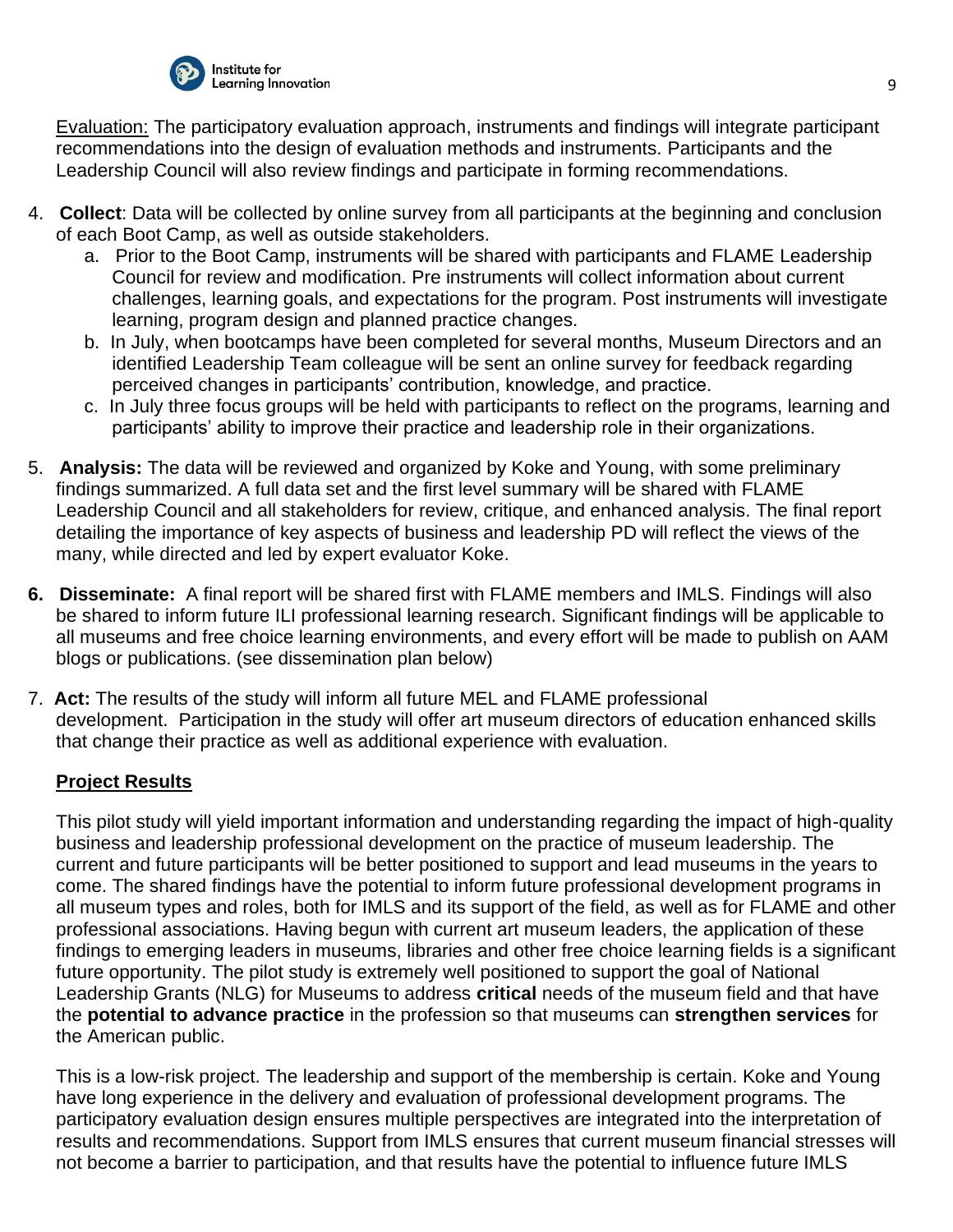Evaluation: The participatory evaluation approach, instruments and findings will integrate participant recommendations into the design of evaluation methods and instruments. Participants and the Leadership Council will also review findings and participate in forming recommendations.

4. **Collect**: Data will be collected by online survey from all participants at the beginning and conclusion of each Boot Camp, as well as outside stakeholders.
   a. Prior to the Boot Camp, instruments will be shared with participants and FLAME Leadership Council for review and modification. Pre instruments will collect information about current challenges, learning goals, and expectations for the program. Post instruments will investigate learning, program design and planned practice changes.
   b. In July, when bootcamps have been completed for several months, Museum Directors and an identified Leadership Team colleague will be sent an online survey for feedback regarding perceived changes in participants' contribution, knowledge, and practice.
   c. In July three focus groups will be held with participants to reflect on the programs, learning and participants' ability to improve their practice and leadership role in their organizations.

5. **Analysis:** The data will be reviewed and organized by Koke and Young, with some preliminary findings summarized. A full data set and the first level summary will be shared with FLAME Leadership Council and all stakeholders for review, critique, and enhanced analysis. The final report detailing the importance of key aspects of business and leadership PD will reflect the views of the many, while directed and led by expert evaluator Koke.

6. **Disseminate:** A final report will be shared first with FLAME members and IMLS. Findings will also be shared to inform future ILI professional learning research. Significant findings will be applicable to all museums and free choice learning environments, and every effort will be made to publish on AAM blogs or publications. (see dissemination plan below)

7. **Act:** The results of the study will inform all future MEL and FLAME professional development. Participation in the study will offer art museum directors of education enhanced skills that change their practice as well as additional experience with evaluation.

## Project Results

This pilot study will yield important information and understanding regarding the impact of high-quality business and leadership professional development on the practice of museum leadership. The current and future participants will be better positioned to support and lead museums in the years to come. The shared findings have the potential to inform future professional development programs in all museum types and roles, both for IMLS and its support of the field, as well as for FLAME and other professional associations. Having begun with current art museum leaders, the application of these findings to emerging leaders in museums, libraries and other free choice learning fields is a significant future opportunity. The pilot study is extremely well positioned to support the goal of National Leadership Grants (NLG) for Museums to address **critical** needs of the museum field and that have the **potential to advance practice** in the profession so that museums can **strengthen services** for the American public.

This is a low-risk project. The leadership and support of the membership is certain. Koke and Young have long experience in the delivery and evaluation of professional development programs. The participatory evaluation design ensures multiple perspectives are integrated into the interpretation of results and recommendations. Support from IMLS ensures that current museum financial stresses will not become a barrier to participation, and that results have the potential to influence future IMLS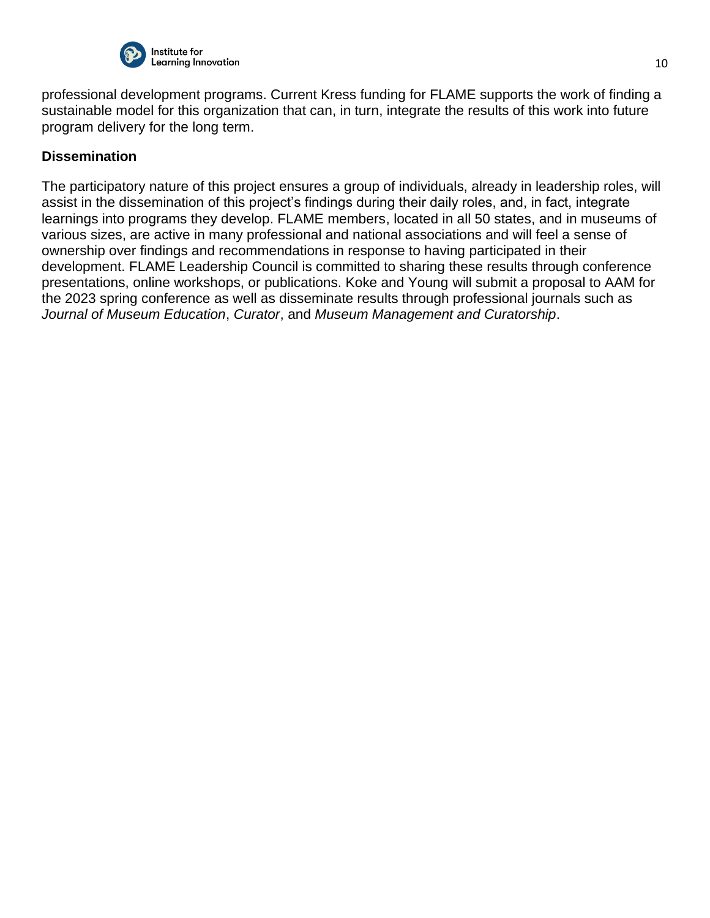professional development programs. Current Kress funding for FLAME supports the work of finding a sustainable model for this organization that can, in turn, integrate the results of this work into future program delivery for the long term.

## Dissemination

The participatory nature of this project ensures a group of individuals, already in leadership roles, will assist in the dissemination of this project's findings during their daily roles, and, in fact, integrate learnings into programs they develop. FLAME members, located in all 50 states, and in museums of various sizes, are active in many professional and national associations and will feel a sense of ownership over findings and recommendations in response to having participated in their development. FLAME Leadership Council is committed to sharing these results through conference presentations, online workshops, or publications. Koke and Young will submit a proposal to AAM for the 2023 spring conference as well as disseminate results through professional journals such as *Journal of Museum Education*, *Curator*, and *Museum Management and Curatorship*.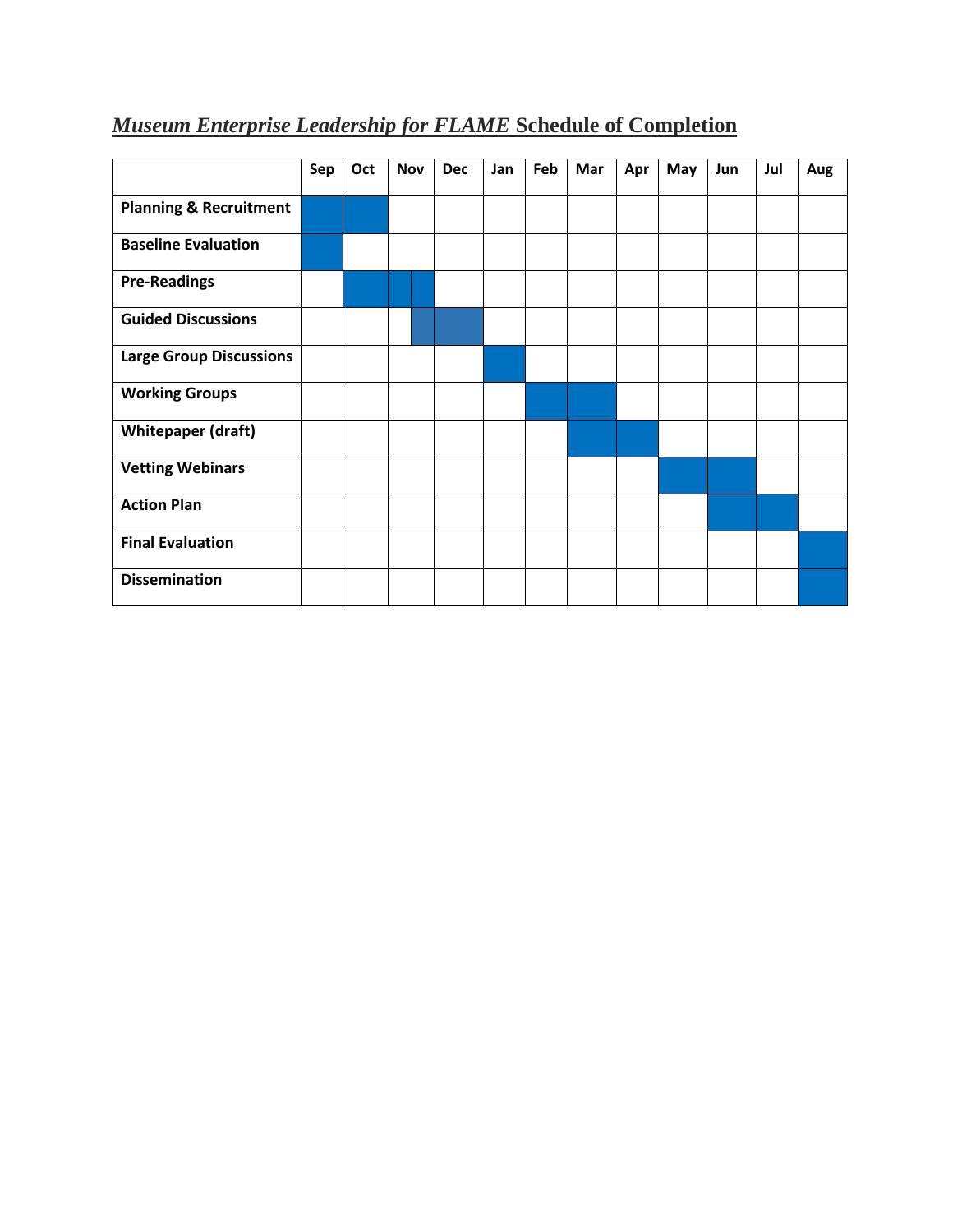# *Museum Enterprise Leadership for FLAME* Schedule of Completion

| | Sep | Oct | Nov | Dec | Jan | Feb | Mar | Apr | May | Jun | Jul | Aug |
|---|---|---|---|---|---|---|---|---|---|---|---|---|
| **Planning & Recruitment** | ■ | ■ | | | | | | | | | | |
| **Baseline Evaluation** | ■ | | | | | | | | | | | |
| **Pre-Readings** | | ■ | ■ | | | | | | | | | |
| **Guided Discussions** | | | ■ | ■ | | | | | | | | |
| **Large Group Discussions** | | | | | ■ | | | | | | | |
| **Working Groups** | | | | | | ■ | ■ | | | | | |
| **Whitepaper (draft)** | | | | | | | ■ | ■ | | | | |
| **Vetting Webinars** | | | | | | | | | ■ | ■ | | |
| **Action Plan** | | | | | | | | | | ■ | ■ | |
| **Final Evaluation** | | | | | | | | | | | | ■ |
| **Dissemination** | | | | | | | | | | | | ■ |